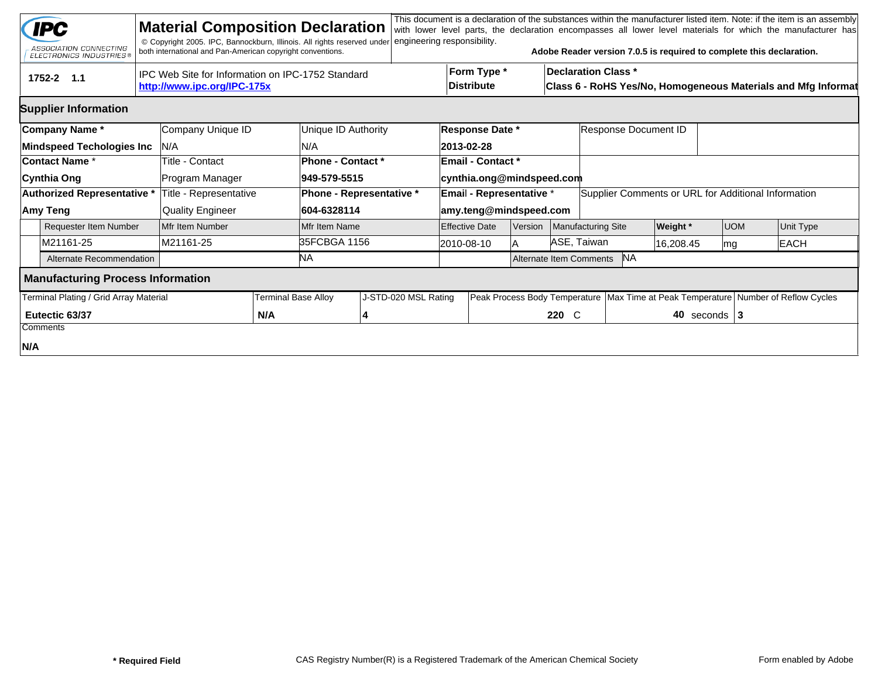# Material Composition Declaration

IPC — ASSOCIATION CONNECTING ELECTRONICS INDUSTRIES®

© Copyright 2005. IPC, Bannockburn, Illinois. All rights reserved under both international and Pan-American copyright conventions.

This document is a declaration of the substances within the manufacturer listed item. Note: if the item is an assembly with lower level parts, the declaration encompasses all lower level materials for which the manufacturer has engineering responsibility.

**Adobe Reader version 7.0.5 is required to complete this declaration.**

| 1752-2 1.1 | IPC Web Site for Information on IPC-1752 Standard **http://www.ipc.org/IPC-175x** | **Form Type *** | **Declaration Class *** |
|---|---|---|---|
| | | **Distribute** | **Class 6 - RoHS Yes/No, Homogeneous Materials and Mfg Informat** |

## Supplier Information

| **Company Name *** | Company Unique ID | Unique ID Authority | **Response Date *** | Response Document ID |
|---|---|---|---|---|
| **Mindspeed Techologies Inc** | N/A | N/A | **2013-02-28** | |
| **Contact Name *** | Title - Contact | **Phone - Contact *** | **Email - Contact *** | |
| **Cynthia Ong** | Program Manager | **949-579-5515** | **cynthia.ong@mindspeed.com** | |
| **Authorized Representative *** | Title - Representative | **Phone - Representative *** | **Email - Representative *** | Supplier Comments or URL for Additional Information |
| **Amy Teng** | Quality Engineer | **604-6328114** | **amy.teng@mindspeed.com** | |

| Requester Item Number | Mfr Item Number | Mfr Item Name | Effective Date | Version | Manufacturing Site | **Weight *** | UOM | Unit Type |
|---|---|---|---|---|---|---|---|---|
| M21161-25 | M21161-25 | 35FCBGA 1156 | 2010-08-10 | A | ASE, Taiwan | 16,208.45 | mg | EACH |
| Alternate Recommendation | | NA | | Alternate Item Comments | NA | | | |

## Manufacturing Process Information

| Terminal Plating / Grid Array Material | Terminal Base Alloy | J-STD-020 MSL Rating | Peak Process Body Temperature | Max Time at Peak Temperature | Number of Reflow Cycles |
|---|---|---|---|---|---|
| **Eutectic 63/37** | **N/A** | **4** | **220** C | **40** seconds | **3** |

Comments

**N/A**

**\* Required Field** CAS Registry Number(R) is a Registered Trademark of the American Chemical Society Form enabled by Adobe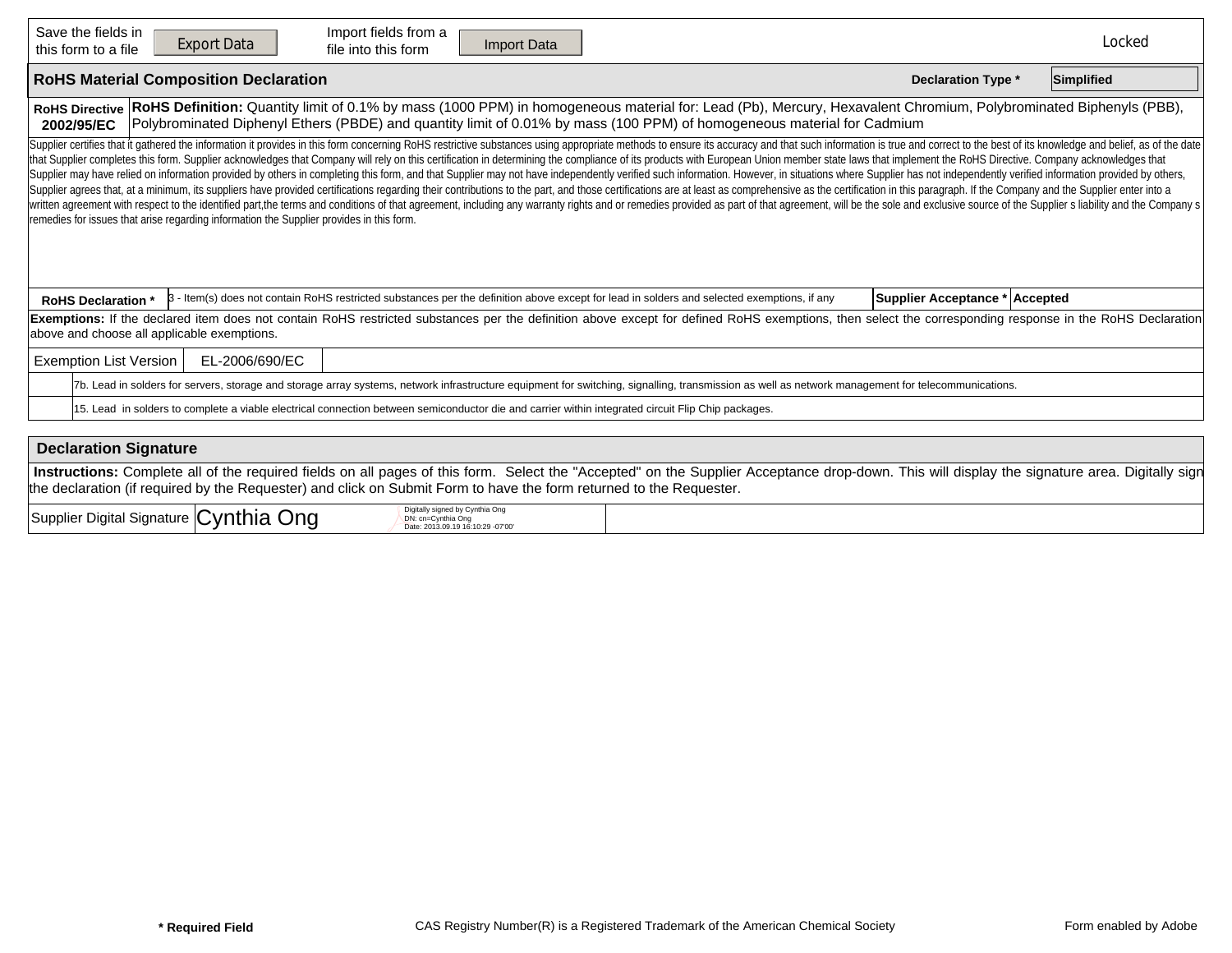Save the fields in this form to a file | Export Data | Import fields from a file into this form | Import Data | Locked

## RoHS Material Composition Declaration

**Declaration Type *** Simplified

| **RoHS Directive 2002/95/EC** | **RoHS Definition:** Quantity limit of 0.1% by mass (1000 PPM) in homogeneous material for: Lead (Pb), Mercury, Hexavalent Chromium, Polybrominated Biphenyls (PBB), Polybrominated Diphenyl Ethers (PBDE) and quantity limit of 0.01% by mass (100 PPM) of homogeneous material for Cadmium |
|---|---|

Supplier certifies that it gathered the information it provides in this form concerning RoHS restrictive substances using appropriate methods to ensure its accuracy and that such information is true and correct to the best of its knowledge and belief, as of the date that Supplier completes this form. Supplier acknowledges that Company will rely on this certification in determining the compliance of its products with European Union member state laws that implement the RoHS Directive. Company acknowledges that Supplier may have relied on information provided by others in completing this form, and that Supplier may not have independently verified such information. However, in situations where Supplier has not independently verified information provided by others, Supplier agrees that, at a minimum, its suppliers have provided certifications regarding their contributions to the part, and those certifications are at least as comprehensive as the certification in this paragraph. If the Company and the Supplier enter into a written agreement with respect to the identified part,the terms and conditions of that agreement, including any warranty rights and or remedies provided as part of that agreement, will be the sole and exclusive source of the Supplier s liability and the Company s remedies for issues that arise regarding information the Supplier provides in this form.

| **RoHS Declaration *** | 3 - Item(s) does not contain RoHS restricted substances per the definition above except for lead in solders and selected exemptions, if any | **Supplier Acceptance *** | **Accepted** |
|---|---|---|---|

**Exemptions:** If the declared item does not contain RoHS restricted substances per the definition above except for defined RoHS exemptions, then select the corresponding response in the RoHS Declaration above and choose all applicable exemptions.

| Exemption List Version | EL-2006/690/EC |
|---|---|
| | 7b. Lead in solders for servers, storage and storage array systems, network infrastructure equipment for switching, signalling, transmission as well as network management for telecommunications. |
| | 15. Lead in solders to complete a viable electrical connection between semiconductor die and carrier within integrated circuit Flip Chip packages. |

## Declaration Signature

**Instructions:** Complete all of the required fields on all pages of this form. Select the "Accepted" on the Supplier Acceptance drop-down. This will display the signature area. Digitally sign the declaration (if required by the Requester) and click on Submit Form to have the form returned to the Requester.

| Supplier Digital Signature | Cynthia Ong | Digitally signed by Cynthia Ong DN: cn=Cynthia Ong Date: 2013.09.19 16:10:29 -07'00' | |
|---|---|---|---|

**\* Required Field** CAS Registry Number(R) is a Registered Trademark of the American Chemical Society Form enabled by Adobe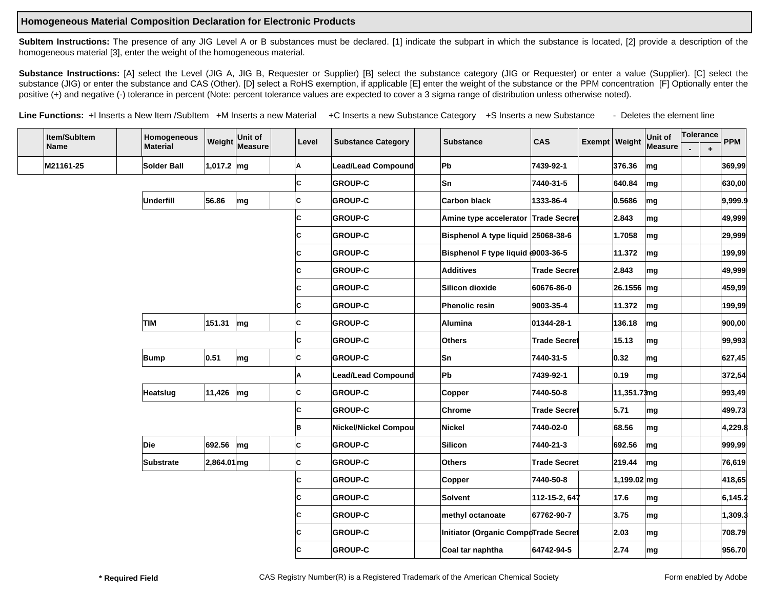## Homogeneous Material Composition Declaration for Electronic Products

**SubItem Instructions:** The presence of any JIG Level A or B substances must be declared. [1] indicate the subpart in which the substance is located, [2] provide a description of the homogeneous material [3], enter the weight of the homogeneous material.

**Substance Instructions:** [A] select the Level (JIG A, JIG B, Requester or Supplier) [B] select the substance category (JIG or Requester) or enter a value (Supplier). [C] select the substance (JIG) or enter the substance and CAS (Other). [D] select a RoHS exemption, if applicable [E] enter the weight of the substance or the PPM concentration [F] Optionally enter the positive (+) and negative (-) tolerance in percent (Note: percent tolerance values are expected to cover a 3 sigma range of distribution unless otherwise noted).

**Line Functions:** +I Inserts a New Item /SubItem +M Inserts a new Material +C Inserts a new Substance Category +S Inserts a new Substance - Deletes the element line

| Item/SubItem Name | Homogeneous Material | Weight | Unit of Measure | Level | Substance Category | Substance | CAS | Exempt | Weight | Unit of Measure | Tolerance - | Tolerance + | PPM |
|---|---|---|---|---|---|---|---|---|---|---|---|---|---|
| M21161-25 | Solder Ball | 1,017.2 | mg | A | Lead/Lead Compound | Pb | 7439-92-1 | | 376.36 | mg | | | 369,99 |
| | | | | C | GROUP-C | Sn | 7440-31-5 | | 640.84 | mg | | | 630,00 |
| | Underfill | 56.86 | mg | C | GROUP-C | Carbon black | 1333-86-4 | | 0.5686 | mg | | | 9,999.9 |
| | | | | C | GROUP-C | Amine type accelerator | Trade Secret | | 2.843 | mg | | | 49,999 |
| | | | | C | GROUP-C | Bisphenol A type liquid | 25068-38-6 | | 1.7058 | mg | | | 29,999 |
| | | | | C | GROUP-C | Bisphenol F type liquid e | 9003-36-5 | | 11.372 | mg | | | 199,99 |
| | | | | C | GROUP-C | Additives | Trade Secret | | 2.843 | mg | | | 49,999 |
| | | | | C | GROUP-C | Silicon dioxide | 60676-86-0 | | 26.1556 | mg | | | 459,99 |
| | | | | C | GROUP-C | Phenolic resin | 9003-35-4 | | 11.372 | mg | | | 199,99 |
| | TIM | 151.31 | mg | C | GROUP-C | Alumina | 01344-28-1 | | 136.18 | mg | | | 900,00 |
| | | | | C | GROUP-C | Others | Trade Secret | | 15.13 | mg | | | 99,993 |
| | Bump | 0.51 | mg | C | GROUP-C | Sn | 7440-31-5 | | 0.32 | mg | | | 627,45 |
| | | | | A | Lead/Lead Compound | Pb | 7439-92-1 | | 0.19 | mg | | | 372,54 |
| | Heatslug | 11,426 | mg | C | GROUP-C | Copper | 7440-50-8 | | 11,351.73 | mg | | | 993,49 |
| | | | | C | GROUP-C | Chrome | Trade Secret | | 5.71 | mg | | | 499.73 |
| | | | | B | Nickel/Nickel Compou | Nickel | 7440-02-0 | | 68.56 | mg | | | 4,229.8 |
| | Die | 692.56 | mg | C | GROUP-C | Silicon | 7440-21-3 | | 692.56 | mg | | | 999,99 |
| | Substrate | 2,864.01 | mg | C | GROUP-C | Others | Trade Secret | | 219.44 | mg | | | 76,619 |
| | | | | C | GROUP-C | Copper | 7440-50-8 | | 1,199.02 | mg | | | 418,65 |
| | | | | C | GROUP-C | Solvent | 112-15-2, 647 | | 17.6 | mg | | | 6,145.2 |
| | | | | C | GROUP-C | methyl octanoate | 67762-90-7 | | 3.75 | mg | | | 1,309.3 |
| | | | | C | GROUP-C | Initiator (Organic Compo | Trade Secret | | 2.03 | mg | | | 708.79 |
| | | | | C | GROUP-C | Coal tar naphtha | 64742-94-5 | | 2.74 | mg | | | 956.70 |

**\* Required Field** CAS Registry Number(R) is a Registered Trademark of the American Chemical Society Form enabled by Adobe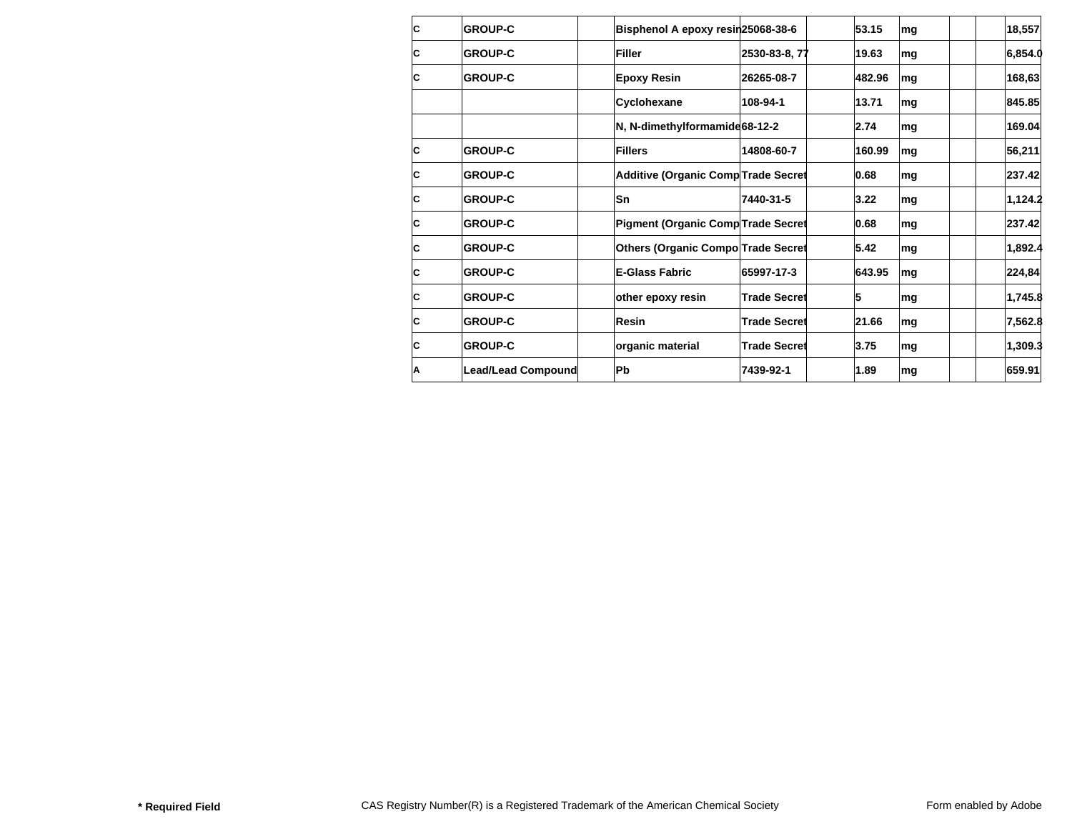| | | | | | | | | | | |
|---|---|---|---|---|---|---|---|---|---|---|
| C | GROUP-C | | Bisphenol A epoxy resin | 25068-38-6 | | 53.15 | mg | | | 18,557 |
| C | GROUP-C | | Filler | 2530-83-8, 77 | | 19.63 | mg | | | 6,854.0 |
| C | GROUP-C | | Epoxy Resin | 26265-08-7 | | 482.96 | mg | | | 168,63 |
| | | | Cyclohexane | 108-94-1 | | 13.71 | mg | | | 845.85 |
| | | | N, N-dimethylformamide | 68-12-2 | | 2.74 | mg | | | 169.04 |
| C | GROUP-C | | Fillers | 14808-60-7 | | 160.99 | mg | | | 56,211 |
| C | GROUP-C | | Additive (Organic Comp | Trade Secret | | 0.68 | mg | | | 237.42 |
| C | GROUP-C | | Sn | 7440-31-5 | | 3.22 | mg | | | 1,124.2 |
| C | GROUP-C | | Pigment (Organic Comp | Trade Secret | | 0.68 | mg | | | 237.42 |
| C | GROUP-C | | Others (Organic Compo | Trade Secret | | 5.42 | mg | | | 1,892.4 |
| C | GROUP-C | | E-Glass Fabric | 65997-17-3 | | 643.95 | mg | | | 224,84 |
| C | GROUP-C | | other epoxy resin | Trade Secret | | 5 | mg | | | 1,745.8 |
| C | GROUP-C | | Resin | Trade Secret | | 21.66 | mg | | | 7,562.8 |
| C | GROUP-C | | organic material | Trade Secret | | 3.75 | mg | | | 1,309.3 |
| A | Lead/Lead Compound | | Pb | 7439-92-1 | | 1.89 | mg | | | 659.91 |

**\* Required Field**

CAS Registry Number(R) is a Registered Trademark of the American Chemical Society

Form enabled by Adobe